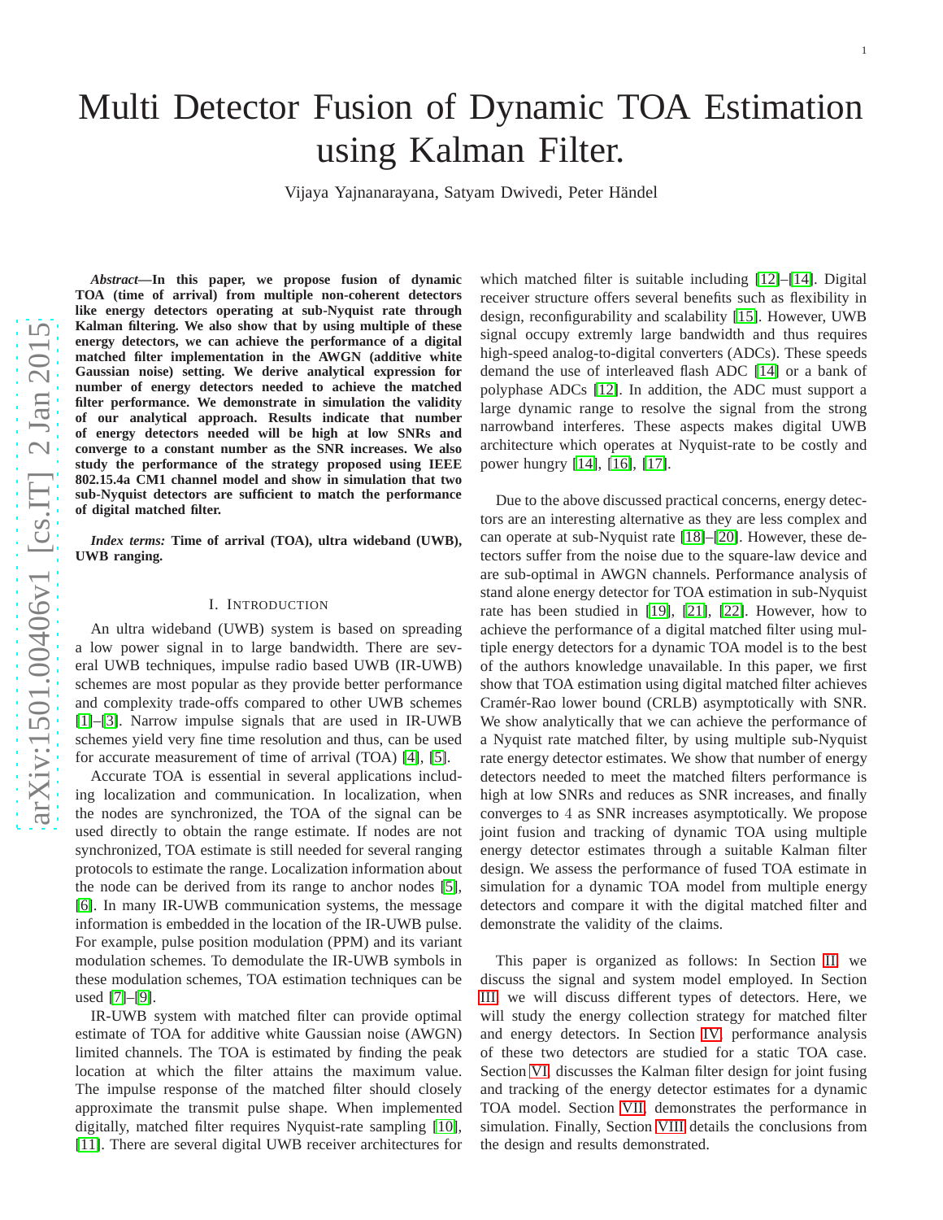# Multi Detector Fusion of Dynamic TOA Estimation using Kalman Filter.

Vijaya Yajnanarayana, Satyam Dwivedi, Peter Händel

***Abstract*—In this paper, we propose fusion of dynamic TOA (time of arrival) from multiple non-coherent detectors like energy detectors operating at sub-Nyquist rate through Kalman filtering. We also show that by using multiple of these energy detectors, we can achieve the performance of a digital matched filter implementation in the AWGN (additive white Gaussian noise) setting. We derive analytical expression for number of energy detectors needed to achieve the matched filter performance. We demonstrate in simulation the validity of our analytical approach. Results indicate that number of energy detectors needed will be high at low SNRs and converge to a constant number as the SNR increases. We also study the performance of the strategy proposed using IEEE 802.15.4a CM1 channel model and show in simulation that two sub-Nyquist detectors are sufficient to match the performance of digital matched filter.**

***Index terms:* Time of arrival (TOA), ultra wideband (UWB), UWB ranging.**

## I. Introduction

An ultra wideband (UWB) system is based on spreading a low power signal in to large bandwidth. There are several UWB techniques, impulse radio based UWB (IR-UWB) schemes are most popular as they provide better performance and complexity trade-offs compared to other UWB schemes [1]–[3]. Narrow impulse signals that are used in IR-UWB schemes yield very fine time resolution and thus, can be used for accurate measurement of time of arrival (TOA) [4], [5].

Accurate TOA is essential in several applications including localization and communication. In localization, when the nodes are synchronized, the TOA of the signal can be used directly to obtain the range estimate. If nodes are not synchronized, TOA estimate is still needed for several ranging protocols to estimate the range. Localization information about the node can be derived from its range to anchor nodes [5], [6]. In many IR-UWB communication systems, the message information is embedded in the location of the IR-UWB pulse. For example, pulse position modulation (PPM) and its variant modulation schemes. To demodulate the IR-UWB symbols in these modulation schemes, TOA estimation techniques can be used [7]–[9].

IR-UWB system with matched filter can provide optimal estimate of TOA for additive white Gaussian noise (AWGN) limited channels. The TOA is estimated by finding the peak location at which the filter attains the maximum value. The impulse response of the matched filter should closely approximate the transmit pulse shape. When implemented digitally, matched filter requires Nyquist-rate sampling [10], [11]. There are several digital UWB receiver architectures for which matched filter is suitable including [12]–[14]. Digital receiver structure offers several benefits such as flexibility in design, reconfigurability and scalability [15]. However, UWB signal occupy extremly large bandwidth and thus requires high-speed analog-to-digital converters (ADCs). These speeds demand the use of interleaved flash ADC [14] or a bank of polyphase ADCs [12]. In addition, the ADC must support a large dynamic range to resolve the signal from the strong narrowband interferes. These aspects makes digital UWB architecture which operates at Nyquist-rate to be costly and power hungry [14], [16], [17].

Due to the above discussed practical concerns, energy detectors are an interesting alternative as they are less complex and can operate at sub-Nyquist rate [18]–[20]. However, these detectors suffer from the noise due to the square-law device and are sub-optimal in AWGN channels. Performance analysis of stand alone energy detector for TOA estimation in sub-Nyquist rate has been studied in [19], [21], [22]. However, how to achieve the performance of a digital matched filter using multiple energy detectors for a dynamic TOA model is to the best of the authors knowledge unavailable. In this paper, we first show that TOA estimation using digital matched filter achieves Cramér-Rao lower bound (CRLB) asymptotically with SNR. We show analytically that we can achieve the performance of a Nyquist rate matched filter, by using multiple sub-Nyquist rate energy detector estimates. We show that number of energy detectors needed to meet the matched filters performance is high at low SNRs and reduces as SNR increases, and finally converges to $4$ as SNR increases asymptotically. We propose joint fusion and tracking of dynamic TOA using multiple energy detector estimates through a suitable Kalman filter design. We assess the performance of fused TOA estimate in simulation for a dynamic TOA model from multiple energy detectors and compare it with the digital matched filter and demonstrate the validity of the claims.

This paper is organized as follows: In Section II we discuss the signal and system model employed. In Section III we will discuss different types of detectors. Here, we will study the energy collection strategy for matched filter and energy detectors. In Section IV performance analysis of these two detectors are studied for a static TOA case. Section VI discusses the Kalman filter design for joint fusing and tracking of the energy detector estimates for a dynamic TOA model. Section VII demonstrates the performance in simulation. Finally, Section VIII details the conclusions from the design and results demonstrated.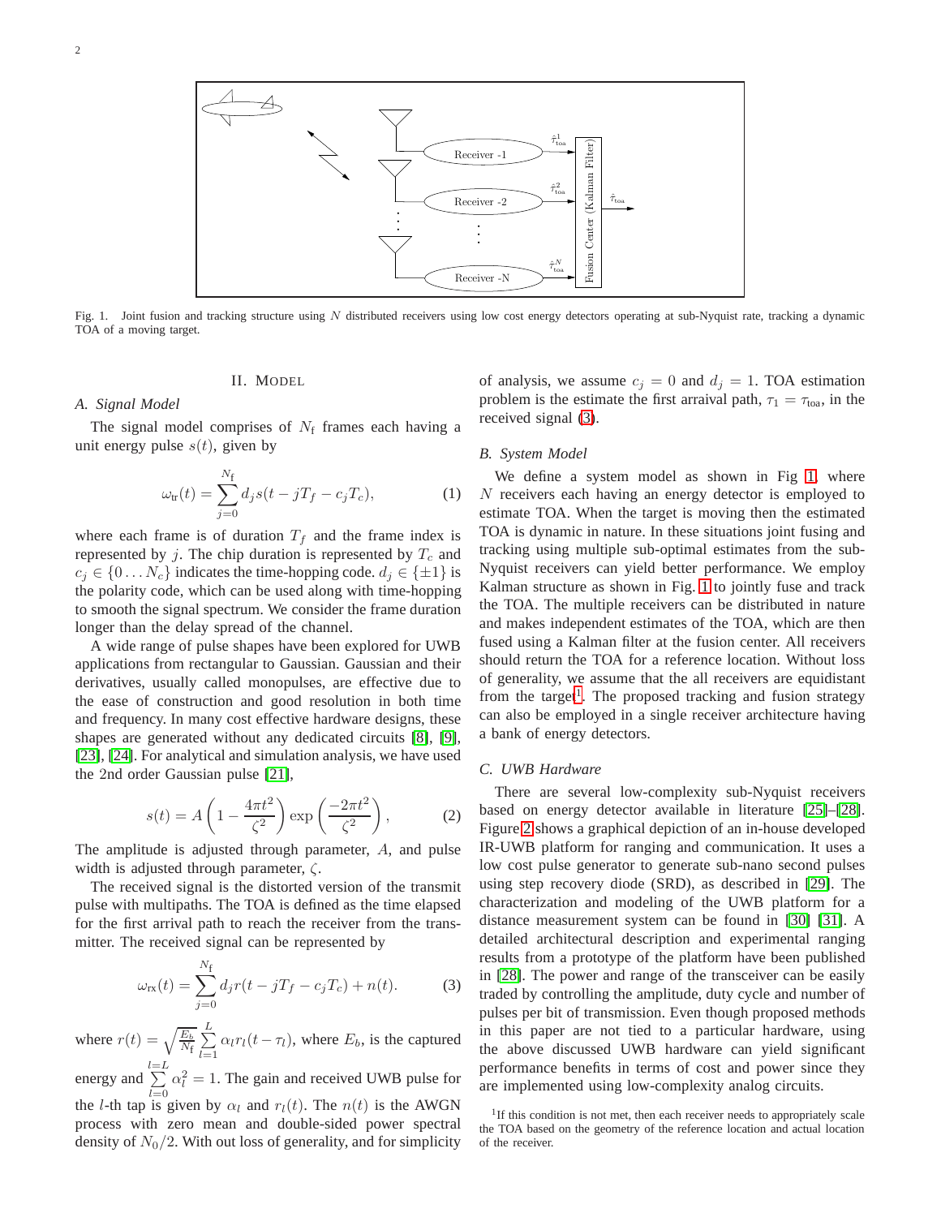Fig. 1. Joint fusion and tracking structure using $N$ distributed receivers using low cost energy detectors operating at sub-Nyquist rate, tracking a dynamic TOA of a moving target.

## II. Model

### A. Signal Model

The signal model comprises of $N_{\rm f}$ frames each having a unit energy pulse $s(t)$, given by

$$\omega_{\rm tr}(t) = \sum_{j=0}^{N_{\rm f}} d_j s(t - jT_f - c_j T_c), \tag{1}$$

where each frame is of duration $T_f$ and the frame index is represented by $j$. The chip duration is represented by $T_c$ and $c_j \in \{0 \dots N_c\}$ indicates the time-hopping code. $d_j \in \{\pm 1\}$ is the polarity code, which can be used along with time-hopping to smooth the signal spectrum. We consider the frame duration longer than the delay spread of the channel.

A wide range of pulse shapes have been explored for UWB applications from rectangular to Gaussian. Gaussian and their derivatives, usually called monopulses, are effective due to the ease of construction and good resolution in both time and frequency. In many cost effective hardware designs, these shapes are generated without any dedicated circuits [8], [9], [23], [24]. For analytical and simulation analysis, we have used the 2nd order Gaussian pulse [21],

$$s(t) = A\left(1 - \frac{4\pi t^2}{\zeta^2}\right)\exp\left(\frac{-2\pi t^2}{\zeta^2}\right), \tag{2}$$

The amplitude is adjusted through parameter, $A$, and pulse width is adjusted through parameter, $\zeta$.

The received signal is the distorted version of the transmit pulse with multipaths. The TOA is defined as the time elapsed for the first arrival path to reach the receiver from the transmitter. The received signal can be represented by

$$\omega_{\rm rx}(t) = \sum_{j=0}^{N_{\rm f}} d_j r(t - jT_f - c_j T_c) + n(t). \tag{3}$$

where $r(t) = \sqrt{\frac{E_b}{N_{\rm f}}} \sum_{l=1}^{L} \alpha_l r_l(t - \tau_l)$, where $E_b$, is the captured energy and $\sum_{l=0}^{l=L} \alpha_l^2 = 1$. The gain and received UWB pulse for the $l$-th tap is given by $\alpha_l$ and $r_l(t)$. The $n(t)$ is the AWGN process with zero mean and double-sided power spectral density of $N_0/2$. With out loss of generality, and for simplicity of analysis, we assume $c_j = 0$ and $d_j = 1$. TOA estimation problem is the estimate the first arraival path, $\tau_1 = \tau_{\rm toa}$, in the received signal (3).

### B. System Model

We define a system model as shown in Fig 1, where $N$ receivers each having an energy detector is employed to estimate TOA. When the target is moving then the estimated TOA is dynamic in nature. In these situations joint fusing and tracking using multiple sub-optimal estimates from the sub-Nyquist receivers can yield better performance. We employ Kalman structure as shown in Fig. 1 to jointly fuse and track the TOA. The multiple receivers can be distributed in nature and makes independent estimates of the TOA, which are then fused using a Kalman filter at the fusion center. All receivers should return the TOA for a reference location. Without loss of generality, we assume that the all receivers are equidistant from the target[1]. The proposed tracking and fusion strategy can also be employed in a single receiver architecture having a bank of energy detectors.

### C. UWB Hardware

There are several low-complexity sub-Nyquist receivers based on energy detector available in literature [25]–[28]. Figure 2 shows a graphical depiction of an in-house developed IR-UWB platform for ranging and communication. It uses a low cost pulse generator to generate sub-nano second pulses using step recovery diode (SRD), as described in [29]. The characterization and modeling of the UWB platform for a distance measurement system can be found in [30] [31]. A detailed architectural description and experimental ranging results from a prototype of the platform have been published in [28]. The power and range of the transceiver can be easily traded by controlling the amplitude, duty cycle and number of pulses per bit of transmission. Even though proposed methods in this paper are not tied to a particular hardware, using the above discussed UWB hardware can yield significant performance benefits in terms of cost and power since they are implemented using low-complexity analog circuits.

[1] If this condition is not met, then each receiver needs to appropriately scale the TOA based on the geometry of the reference location and actual location of the receiver.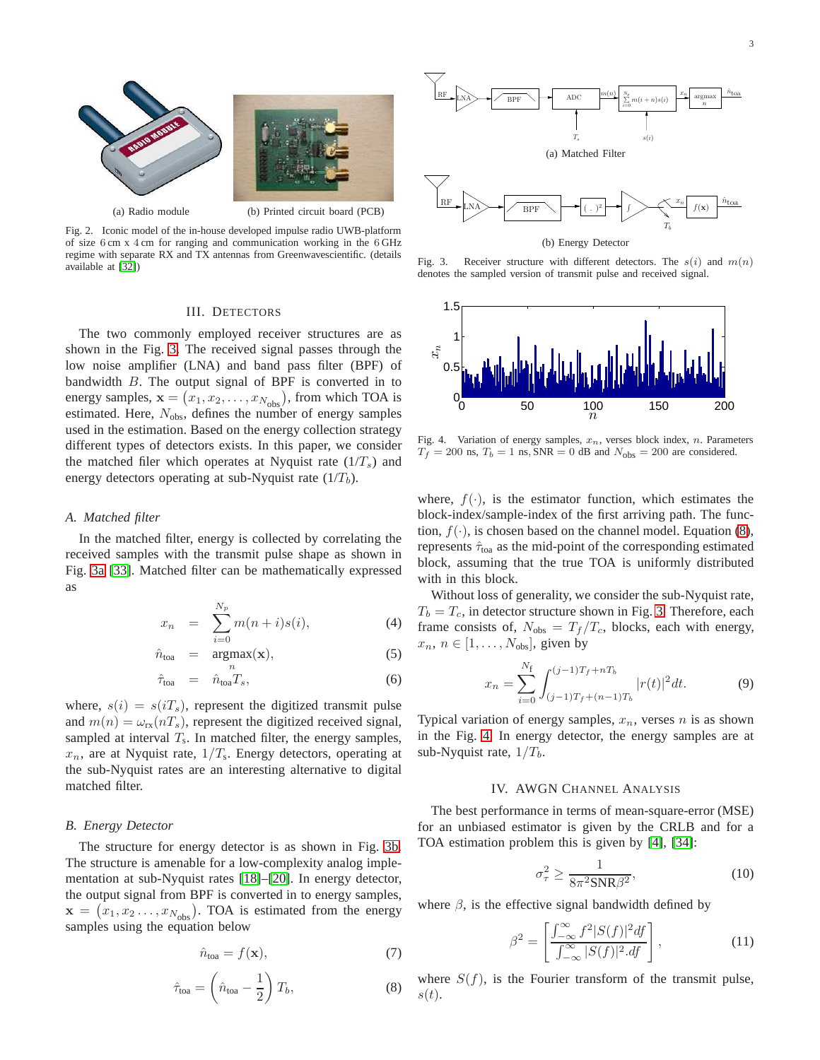(a) Radio module

(b) Printed circuit board (PCB)

Fig. 2. Iconic model of the in-house developed impulse radio UWB-platform of size 6 cm x 4 cm for ranging and communication working in the 6 GHz regime with separate RX and TX antennas from Greenwavescientific. (details available at [32])

## III. Detectors

The two commonly employed receiver structures are as shown in the Fig. 3. The received signal passes through the low noise amplifier (LNA) and band pass filter (BPF) of bandwidth $B$. The output signal of BPF is converted in to energy samples, $\mathbf{x} = (x_1, x_2, \ldots, x_{N_{\text{obs}}})$, from which TOA is estimated. Here, $N_{\text{obs}}$, defines the number of energy samples used in the estimation. Based on the energy collection strategy different types of detectors exists. In this paper, we consider the matched filer which operates at Nyquist rate ($1/T_s$) and energy detectors operating at sub-Nyquist rate ($1/T_b$).

### A. Matched filter

In the matched filter, energy is collected by correlating the received samples with the transmit pulse shape as shown in Fig. 3a [33]. Matched filter can be mathematically expressed as

$$x_n = \sum_{i=0}^{N_p} m(n+i)s(i), \tag{4}$$

$$\hat{n}_{\text{toa}} = \underset{n}{\text{argmax}}(\mathbf{x}), \tag{5}$$

$$\hat{\tau}_{\text{toa}} = \hat{n}_{\text{toa}} T_s, \tag{6}$$

where, $s(i) = s(iT_s)$, represent the digitized transmit pulse and $m(n) = \omega_{\text{rx}}(nT_s)$, represent the digitized received signal, sampled at interval $T_s$. In matched filter, the energy samples, $x_n$, are at Nyquist rate, $1/T_s$. Energy detectors, operating at the sub-Nyquist rates are an interesting alternative to digital matched filter.

### B. Energy Detector

The structure for energy detector is as shown in Fig. 3b. The structure is amenable for a low-complexity analog implementation at sub-Nyquist rates [18]–[20]. In energy detector, the output signal from BPF is converted in to energy samples, $\mathbf{x} = (x_1, x_2 \ldots, x_{N_{\text{obs}}})$. TOA is estimated from the energy samples using the equation below

$$\hat{n}_{\text{toa}} = f(\mathbf{x}), \tag{7}$$

$$\hat{\tau}_{\text{toa}} = \left(\hat{n}_{\text{toa}} - \frac{1}{2}\right) T_b, \tag{8}$$

(a) Matched Filter

(b) Energy Detector

Fig. 3. Receiver structure with different detectors. The $s(i)$ and $m(n)$ denotes the sampled version of transmit pulse and received signal.

Fig. 4. Variation of energy samples, $x_n$, verses block index, $n$. Parameters $T_f = 200$ ns, $T_b = 1$ ns, SNR $= 0$ dB and $N_{\text{obs}} = 200$ are considered.

where, $f(\cdot)$, is the estimator function, which estimates the block-index/sample-index of the first arriving path. The function, $f(\cdot)$, is chosen based on the channel model. Equation (8), represents $\hat{\tau}_{\text{toa}}$ as the mid-point of the corresponding estimated block, assuming that the true TOA is uniformly distributed with in this block.

Without loss of generality, we consider the sub-Nyquist rate, $T_b = T_c$, in detector structure shown in Fig. 3. Therefore, each frame consists of, $N_{\text{obs}} = T_f/T_c$, blocks, each with energy, $x_n$, $n \in [1, \ldots, N_{\text{obs}}]$, given by

$$x_n = \sum_{i=0}^{N_{\text{f}}} \int_{(j-1)T_f+(n-1)T_b}^{(j-1)T_f+nT_b} |r(t)|^2 dt. \tag{9}$$

Typical variation of energy samples, $x_n$, verses $n$ is as shown in the Fig. 4. In energy detector, the energy samples are at sub-Nyquist rate, $1/T_b$.

## IV. AWGN Channel Analysis

The best performance in terms of mean-square-error (MSE) for an unbiased estimator is given by the CRLB and for a TOA estimation problem this is given by [4], [34]:

$$\sigma_\tau^2 \geq \frac{1}{8\pi^2 \text{SNR} \beta^2}, \tag{10}$$

where $\beta$, is the effective signal bandwidth defined by

$$\beta^2 = \left[ \frac{\int_{-\infty}^{\infty} f^2 |S(f)|^2 df}{\int_{-\infty}^{\infty} |S(f)|^2 .df} \right], \tag{11}$$

where $S(f)$, is the Fourier transform of the transmit pulse, $s(t)$.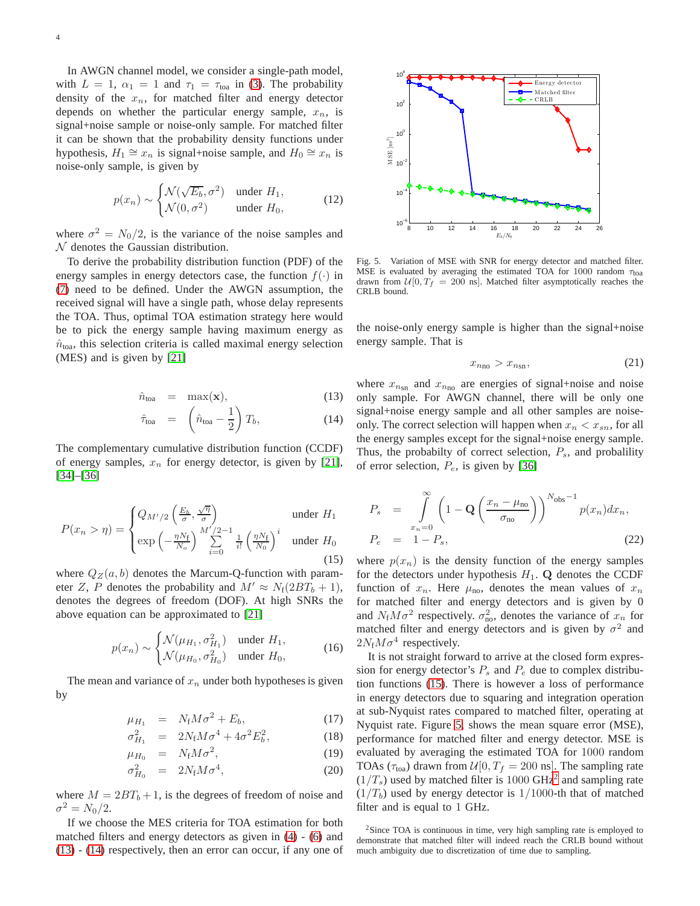In AWGN channel model, we consider a single-path model, with $L = 1$, $\alpha_1 = 1$ and $\tau_1 = \tau_{\text{toa}}$ in (3). The probability density of the $x_n$, for matched filter and energy detector depends on whether the particular energy sample, $x_n$, is signal+noise sample or noise-only sample. For matched filter it can be shown that the probability density functions under hypothesis, $H_1 \cong x_n$ is signal+noise sample, and $H_0 \cong x_n$ is noise-only sample, is given by

$$p(x_n) \sim \begin{cases} \mathcal{N}(\sqrt{E_b}, \sigma^2) & \text{under } H_1, \\ \mathcal{N}(0, \sigma^2) & \text{under } H_0, \end{cases} \tag{12}$$

where $\sigma^2 = N_0/2$, is the variance of the noise samples and $\mathcal{N}$ denotes the Gaussian distribution.

To derive the probability distribution function (PDF) of the energy samples in energy detectors case, the function $f(\cdot)$ in (7) need to be defined. Under the AWGN assumption, the received signal will have a single path, whose delay represents the TOA. Thus, optimal TOA estimation strategy here would be to pick the energy sample having maximum energy as $\hat{n}_{\text{toa}}$, this selection criteria is called maximal energy selection (MES) and is given by [21]

$$\hat{n}_{\text{toa}} = \max(\mathbf{x}), \tag{13}$$

$$\hat{\tau}_{\text{toa}} = \left(\hat{n}_{\text{toa}} - \frac{1}{2}\right) T_b, \tag{14}$$

The complementary cumulative distribution function (CCDF) of energy samples, $x_n$ for energy detector, is given by [21], [34]–[36]

$$P(x_n > \eta) = \begin{cases} Q_{M'/2}\left(\frac{E_b}{\sigma}, \frac{\sqrt{\eta}}{\sigma}\right) & \text{under } H_1 \\ \exp\left(-\frac{\eta N_{\text{f}}}{N_o}\right) \sum\limits_{i=0}^{M'/2-1} \frac{1}{i!}\left(\frac{\eta N_{\text{f}}}{N_0}\right)^i & \text{under } H_0 \end{cases} \tag{15}$$

where $Q_Z(a, b)$ denotes the Marcum-Q-function with parameter $Z$, $P$ denotes the probability and $M' \approx N_{\text{f}}(2BT_b + 1)$, denotes the degrees of freedom (DOF). At high SNRs the above equation can be approximated to [21]

$$p(x_n) \sim \begin{cases} \mathcal{N}(\mu_{H_1}, \sigma^2_{H_1}) & \text{under } H_1, \\ \mathcal{N}(\mu_{H_0}, \sigma^2_{H_0}) & \text{under } H_0, \end{cases} \tag{16}$$

The mean and variance of $x_n$ under both hypotheses is given by

$$\mu_{H_1} = N_{\text{f}} M \sigma^2 + E_b, \tag{17}$$

$$\sigma^2_{H_1} = 2N_{\text{f}} M \sigma^4 + 4\sigma^2 E_b^2, \tag{18}$$

$$\mu_{H_0} = N_{\text{f}} M \sigma^2, \tag{19}$$

$$\sigma^2_{H_0} = 2N_{\text{f}} M \sigma^4, \tag{20}$$

where $M = 2BT_b + 1$, is the degrees of freedom of noise and $\sigma^2 = N_0/2$.

If we choose the MES criteria for TOA estimation for both matched filters and energy detectors as given in (4) - (6) and (13) - (14) respectively, then an error can occur, if any one of the noise-only energy sample is higher than the signal+noise energy sample. That is

$$x_{n\text{no}} > x_{n\text{sn}}, \tag{21}$$

where $x_{n_{\text{sn}}}$ and $x_{n_{\text{no}}}$ are energies of signal+noise and noise only sample. For AWGN channel, there will be only one signal+noise energy sample and all other samples are noise-only. The correct selection will happen when $x_n < x_{sn}$, for all the energy samples except for the signal+noise energy sample. Thus, the probabilty of correct selection, $P_s$, and probality of error selection, $P_e$, is given by [36]

$$P_s = \int_{x_n=0}^{\infty} \left(1 - \mathbf{Q}\left(\frac{x_n - \mu_{\text{no}}}{\sigma_{\text{no}}}\right)\right)^{N_{\text{obs}}-1} p(x_n) dx_n,$$

$$P_e = 1 - P_s, \tag{22}$$

where $p(x_n)$ is the density function of the energy samples for the detectors under hypothesis $H_1$. $\mathbf{Q}$ denotes the CCDF function of $x_n$. Here $\mu_{\text{no}}$, denotes the mean values of $x_n$ for matched filter and energy detectors and is given by 0 and $N_{\text{f}} M \sigma^2$ respectively. $\sigma^2_{\text{no}}$, denotes the variance of $x_n$ for matched filter and energy detectors and is given by $\sigma^2$ and $2N_{\text{f}} M \sigma^4$ respectively.

It is not straight forward to arrive at the closed form expression for energy detector's $P_s$ and $P_e$ due to complex distribution functions (15). There is however a loss of performance in energy detectors due to squaring and integration operation at sub-Nyquist rates compared to matched filter, operating at Nyquist rate. Figure 5, shows the mean square error (MSE), performance for matched filter and energy detector. MSE is evaluated by averaging the estimated TOA for 1000 random TOAs ($\tau_{\text{toa}}$) drawn from $\mathcal{U}[0, T_f = 200$ ns]. The sampling rate ($1/T_s$) used by matched filter is 1000 GHz[2] and sampling rate ($1/T_b$) used by energy detector is 1/1000-th that of matched filter and is equal to 1 GHz.

Fig. 5. Variation of MSE with SNR for energy detector and matched filter. MSE is evaluated by averaging the estimated TOA for 1000 random $\tau_{\text{toa}}$ drawn from $\mathcal{U}[0, T_f = 200$ ns]. Matched filter asymptotically reaches the CRLB bound.

[2] Since TOA is continuous in time, very high sampling rate is employed to demonstrate that matched filter will indeed reach the CRLB bound without much ambiguity due to discretization of time due to sampling.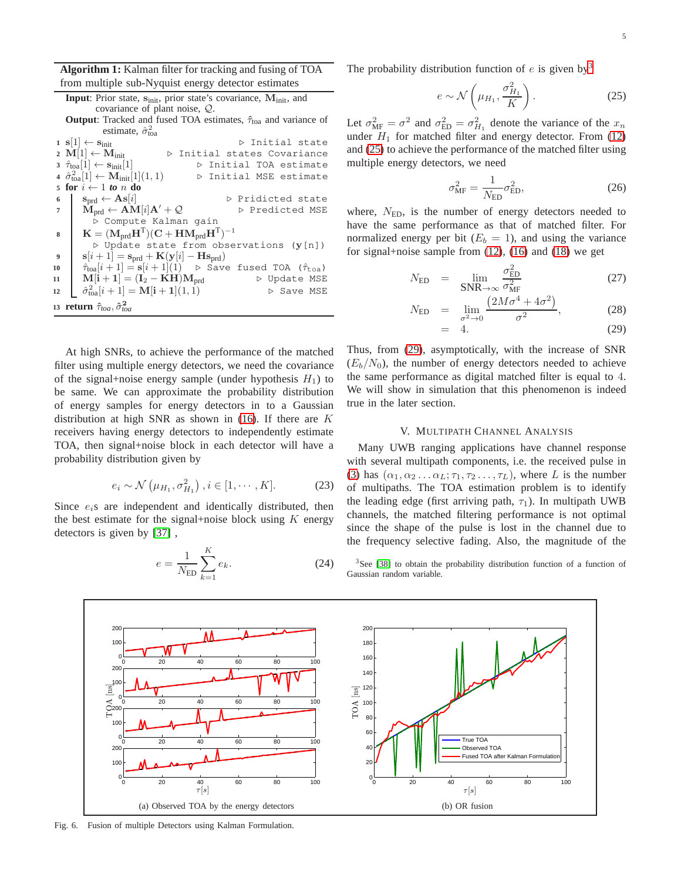**Algorithm 1:** Kalman filter for tracking and fusing of TOA from multiple sub-Nyquist energy detector estimates

**Input**: Prior state, $\mathbf{s}_{\text{init}}$, prior state's covariance, $\mathbf{M}_{\text{init}}$, and covariance of plant noise, $\mathcal{Q}$.

**Output**: Tracked and fused TOA estimates, $\hat{\tau}_{\text{toa}}$ and variance of estimate, $\hat{\sigma}^2_{\text{toa}}$

```
1  s[1] ← s_init                                  ▷ Initial state
2  M[1] ← M_init                                  ▷ Initial states Covariance
3  τ̂_toa[1] ← s_init[1]                           ▷ Initial TOA estimate
4  σ̂²_toa[1] ← M_init[1](1,1)                     ▷ Initial MSE estimate
5  for i ← 1 to n do
6      s_prd ← A s[i]                             ▷ Pridicted state
7      M_prd ← A M[i] A' + Q                      ▷ Predicted MSE
           ▷ Compute Kalman gain
8      K = (M_prd H^T)(C + H M_prd H^T)^(-1)
           ▷ Update state from observations (y[n])
9      s[i+1] = s_prd + K(y[i] − H s_prd)
10     τ̂_toa[i+1] = s[i+1](1)                     ▷ Save fused TOA (τ̂_toa)
11     M[i+1] = (I_2 − K H) M_prd                 ▷ Update MSE
12     σ̂²_toa[i+1] = M[i+1](1,1)                  ▷ Save MSE
13 return τ̂_toa, σ̂²_toa
```

At high SNRs, to achieve the performance of the matched filter using multiple energy detectors, we need the covariance of the signal+noise energy sample (under hypothesis $H_1$) to be same. We can approximate the probability distribution of energy samples for energy detectors in to a Gaussian distribution at high SNR as shown in (16). If there are $K$ receivers having energy detectors to independently estimate TOA, then signal+noise block in each detector will have a probability distribution given by

$$e_i \sim \mathcal{N}\left(\mu_{H_1}, \sigma^2_{H_1}\right), i \in [1, \cdots, K]. \tag{23}$$

Since $e_i$s are independent and identically distributed, then the best estimate for the signal+noise block using $K$ energy detectors is given by [37] ,

$$e = \frac{1}{N_{\text{ED}}} \sum_{k=1}^{K} e_k. \tag{24}$$

The probability distribution function of $e$ is given by[3]

$$e \sim \mathcal{N}\left(\mu_{H_1}, \frac{\sigma^2_{H_1}}{K}\right). \tag{25}$$

Let $\sigma^2_{\text{MF}} = \sigma^2$ and $\sigma^2_{\text{ED}} = \sigma^2_{H_1}$ denote the variance of the $x_n$ under $H_1$ for matched filter and energy detector. From (12) and (25) to achieve the performance of the matched filter using multiple energy detectors, we need

$$\sigma^2_{\text{MF}} = \frac{1}{N_{\text{ED}}} \sigma^2_{\text{ED}}, \tag{26}$$

where, $N_{\text{ED}}$, is the number of energy detectors needed to have the same performance as that of matched filter. For normalized energy per bit ($E_b = 1$), and using the variance for signal+noise sample from (12), (16) and (18) we get

$$N_{\text{ED}} = \lim_{\text{SNR}\to\infty} \frac{\sigma^2_{\text{ED}}}{\sigma^2_{\text{MF}}} \tag{27}$$

$$N_{\text{ED}} = \lim_{\sigma^2 \to 0} \frac{\left(2M\sigma^4 + 4\sigma^2\right)}{\sigma^2}, \tag{28}$$

$$= 4. \tag{29}$$

Thus, from (29), asymptotically, with the increase of SNR ($E_b/N_0$), the number of energy detectors needed to achieve the same performance as digital matched filter is equal to 4. We will show in simulation that this phenomenon is indeed true in the later section.

## V. Multipath Channel Analysis

Many UWB ranging applications have channel response with several multipath components, i.e. the received pulse in (3) has $(\alpha_1, \alpha_2 \ldots \alpha_L; \tau_1, \tau_2 \ldots, \tau_L)$, where $L$ is the number of multipaths. The TOA estimation problem is to identify the leading edge (first arriving path, $\tau_1$). In multipath UWB channels, the matched filtering performance is not optimal since the shape of the pulse is lost in the channel due to the frequency selective fading. Also, the magnitude of the

[3] See [38] to obtain the probability distribution function of a function of Gaussian random variable.

(a) Observed TOA by the energy detectors

(b) OR fusion

Fig. 6. Fusion of multiple Detectors using Kalman Formulation.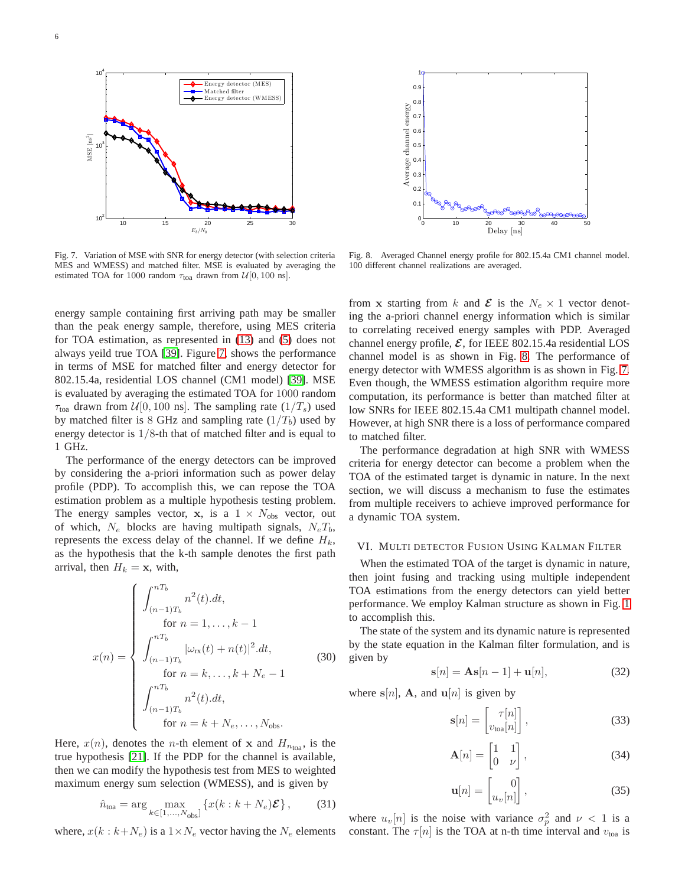Fig. 7. Variation of MSE with SNR for energy detector (with selection criteria MES and WMESS) and matched filter. MSE is evaluated by averaging the estimated TOA for 1000 random $\tau_{\text{toa}}$ drawn from $\mathcal{U}[0, 100 \text{ ns}]$.

Fig. 8. Averaged Channel energy profile for 802.15.4a CM1 channel model. 100 different channel realizations are averaged.

energy sample containing first arriving path may be smaller than the peak energy sample, therefore, using MES criteria for TOA estimation, as represented in (13) and (5) does not always yeild true TOA [39]. Figure 7, shows the performance in terms of MSE for matched filter and energy detector for 802.15.4a, residential LOS channel (CM1 model) [39]. MSE is evaluated by averaging the estimated TOA for 1000 random $\tau_{\text{toa}}$ drawn from $\mathcal{U}[0, 100 \text{ ns}]$. The sampling rate $(1/T_s)$ used by matched filter is 8 GHz and sampling rate $(1/T_b)$ used by energy detector is $1/8$-th that of matched filter and is equal to 1 GHz.

The performance of the energy detectors can be improved by considering the a-priori information such as power delay profile (PDP). To accomplish this, we can repose the TOA estimation problem as a multiple hypothesis testing problem. The energy samples vector, $\mathbf{x}$, is a $1 \times N_{\text{obs}}$ vector, out of which, $N_e$ blocks are having multipath signals, $N_e T_b$, represents the excess delay of the channel. If we define $H_k$, as the hypothesis that the k-th sample denotes the first path arrival, then $H_k = \mathbf{x}$, with,

$$
x(n) = \begin{cases} \displaystyle\int_{(n-1)T_b}^{nT_b} n^2(t).dt, \\ \quad \text{for } n = 1, \ldots, k-1 \\ \displaystyle\int_{(n-1)T_b}^{nT_b} |\omega_{\text{rx}}(t) + n(t)|^2.dt, \\ \quad \text{for } n = k, \ldots, k + N_e - 1 \\ \displaystyle\int_{(n-1)T_b}^{nT_b} n^2(t).dt, \\ \quad \text{for } n = k + N_e, \ldots, N_{\text{obs}}. \end{cases} \tag{30}
$$

Here, $x(n)$, denotes the $n$-th element of $\mathbf{x}$ and $H_{n_{\text{toa}}}$, is the true hypothesis [21]. If the PDP for the channel is available, then we can modify the hypothesis test from MES to weighted maximum energy sum selection (WMESS), and is given by

$$
\hat{n}_{\text{toa}} = \arg \max_{k \in [1, \ldots, N_{\text{obs}}]} \{x(k : k + N_e)\boldsymbol{\mathcal{E}}\}, \tag{31}
$$

where, $x(k : k+N_e)$ is a $1 \times N_e$ vector having the $N_e$ elements from $\mathbf{x}$ starting from $k$ and $\boldsymbol{\mathcal{E}}$ is the $N_e \times 1$ vector denoting the a-priori channel energy information which is similar to correlating received energy samples with PDP. Averaged channel energy profile, $\boldsymbol{\mathcal{E}}$, for IEEE 802.15.4a residential LOS channel model is as shown in Fig. 8. The performance of energy detector with WMESS algorithm is as shown in Fig. 7. Even though, the WMESS estimation algorithm require more computation, its performance is better than matched filter at low SNRs for IEEE 802.15.4a CM1 multipath channel model. However, at high SNR there is a loss of performance compared to matched filter.

The performance degradation at high SNR with WMESS criteria for energy detector can become a problem when the TOA of the estimated target is dynamic in nature. In the next section, we will discuss a mechanism to fuse the estimates from multiple receivers to achieve improved performance for a dynamic TOA system.

## VI. Multi Detector Fusion Using Kalman Filter

When the estimated TOA of the target is dynamic in nature, then joint fusing and tracking using multiple independent TOA estimations from the energy detectors can yield better performance. We employ Kalman structure as shown in Fig. 1 to accomplish this.

The state of the system and its dynamic nature is represented by the state equation in the Kalman filter formulation, and is given by

$$
\mathbf{s}[n] = \mathbf{A}\mathbf{s}[n-1] + \mathbf{u}[n], \tag{32}
$$

where $\mathbf{s}[n]$, $\mathbf{A}$, and $\mathbf{u}[n]$ is given by

$$
\mathbf{s}[n] = \begin{bmatrix} \tau[n] \\ v_{\text{toa}}[n] \end{bmatrix}, \tag{33}
$$

$$
\mathbf{A}[n] = \begin{bmatrix} 1 & 1 \\ 0 & \nu \end{bmatrix}, \tag{34}
$$

$$
\mathbf{u}[n] = \begin{bmatrix} 0 \\ u_v[n] \end{bmatrix}, \tag{35}
$$

where $u_v[n]$ is the noise with variance $\sigma_p^2$ and $\nu < 1$ is a constant. The $\tau[n]$ is the TOA at n-th time interval and $v_{\text{toa}}$ is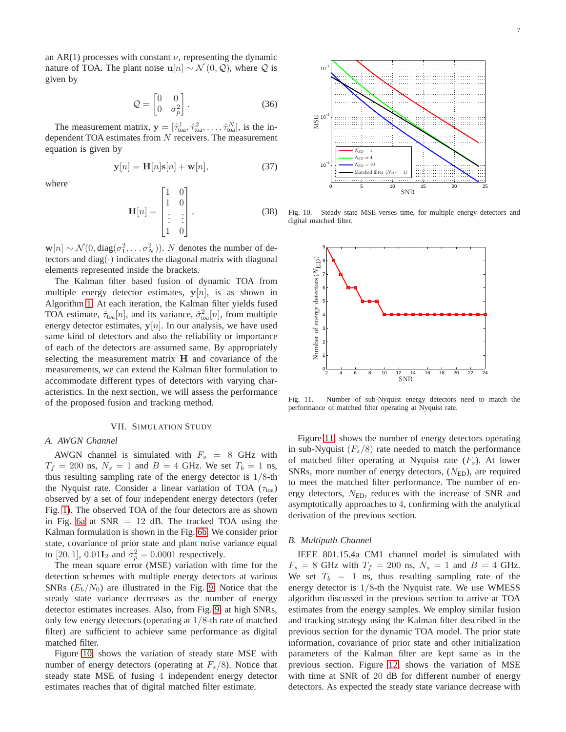an AR(1) processes with constant $\nu$, representing the dynamic nature of TOA. The plant noise $\mathbf{u}[n] \sim \mathcal{N}(0, \mathcal{Q})$, where $\mathcal{Q}$ is given by

$$\mathcal{Q} = \begin{bmatrix} 0 & 0 \\ 0 & \sigma_p^2 \end{bmatrix}. \tag{36}$$

The measurement matrix, $\mathbf{y} = [\hat{\tau}_{\text{toa}}^1, \hat{\tau}_{\text{toa}}^2, \ldots, \hat{\tau}_{\text{toa}}^N]$, is the independent TOA estimates from $N$ receivers. The measurement equation is given by

$$\mathbf{y}[n] = \mathbf{H}[n]\mathbf{s}[n] + \mathbf{w}[n], \tag{37}$$

where

$$\mathbf{H}[n] = \begin{bmatrix} 1 & 0 \\ 1 & 0 \\ \vdots & \vdots \\ 1 & 0 \end{bmatrix}, \tag{38}$$

$\mathbf{w}[n] \sim \mathcal{N}(0, \text{diag}(\sigma_1^2, \ldots \sigma_N^2))$. $N$ denotes the number of detectors and $\text{diag}(\cdot)$ indicates the diagonal matrix with diagonal elements represented inside the brackets.

The Kalman filter based fusion of dynamic TOA from multiple energy detector estimates, $\mathbf{y}[n]$, is as shown in Algorithm 1. At each iteration, the Kalman filter yields fused TOA estimate, $\hat{\tau}_{\text{toa}}[n]$, and its variance, $\hat{\sigma}_{\text{toa}}^2[n]$, from multiple energy detector estimates, $\mathbf{y}[n]$. In our analysis, we have used same kind of detectors and also the reliability or importance of each of the detectors are assumed same. By appropriately selecting the measurement matrix $\mathbf{H}$ and covariance of the measurements, we can extend the Kalman filter formulation to accommodate different types of detectors with varying characteristics. In the next section, we will assess the performance of the proposed fusion and tracking method.

## VII. Simulation Study

### A. AWGN Channel

AWGN channel is simulated with $F_s = 8$ GHz with $T_f = 200$ ns, $N_s = 1$ and $B = 4$ GHz. We set $T_b = 1$ ns, thus resulting sampling rate of the energy detector is $1/8$-th the Nyquist rate. Consider a linear variation of TOA ($\tau_{\text{toa}}$) observed by a set of four independent energy detectors (refer Fig. 1). The observed TOA of the four detectors are as shown in Fig. 6a at SNR $= 12$ dB. The tracked TOA using the Kalman formulation is shown in the Fig. 6b. We consider prior state, covariance of prior state and plant noise variance equal to $[20, 1]$, $0.01\mathbf{I}_2$ and $\sigma_p^2 = 0.0001$ respectively.

The mean square error (MSE) variation with time for the detection schemes with multiple energy detectors at various SNRs ($E_b/N_0$) are illustrated in the Fig. 9. Notice that the steady state variance decreases as the number of energy detector estimates increases. Also, from Fig. 9 at high SNRs, only few energy detectors (operating at $1/8$-th rate of matched filter) are sufficient to achieve same performance as digital matched filter.

Figure 10 shows the variation of steady state MSE with number of energy detectors (operating at $F_s/8$). Notice that steady state MSE of fusing 4 independent energy detector estimates reaches that of digital matched filter estimate.

Fig. 10. Steady state MSE verses time, for multiple energy detectors and digital matched filter.

Fig. 11. Number of sub-Nyquist energy detectors need to match the performance of matched filter operating at Nyquist rate.

Figure 11 shows the number of energy detectors operating in sub-Nyquist ($F_s/8$) rate needed to match the performance of matched filter operating at Nyquist rate ($F_s$). At lower SNRs, more number of energy detectors, ($N_{\text{ED}}$), are required to meet the matched filter performance. The number of energy detectors, $N_{\text{ED}}$, reduces with the increase of SNR and asymptotically approaches to 4, confirming with the analytical derivation of the previous section.

### B. Multipath Channel

IEEE 801.15.4a CM1 channel model is simulated with $F_s = 8$ GHz with $T_f = 200$ ns, $N_s = 1$ and $B = 4$ GHz. We set $T_b = 1$ ns, thus resulting sampling rate of the energy detector is $1/8$-th the Nyquist rate. We use WMESS algorithm discussed in the previous section to arrive at TOA estimates from the energy samples. We employ similar fusion and tracking strategy using the Kalman filter described in the previous section for the dynamic TOA model. The prior state information, covariance of prior state and other initialization parameters of the Kalman filter are kept same as in the previous section. Figure 12 shows the variation of MSE with time at SNR of 20 dB for different number of energy detectors. As expected the steady state variance decrease with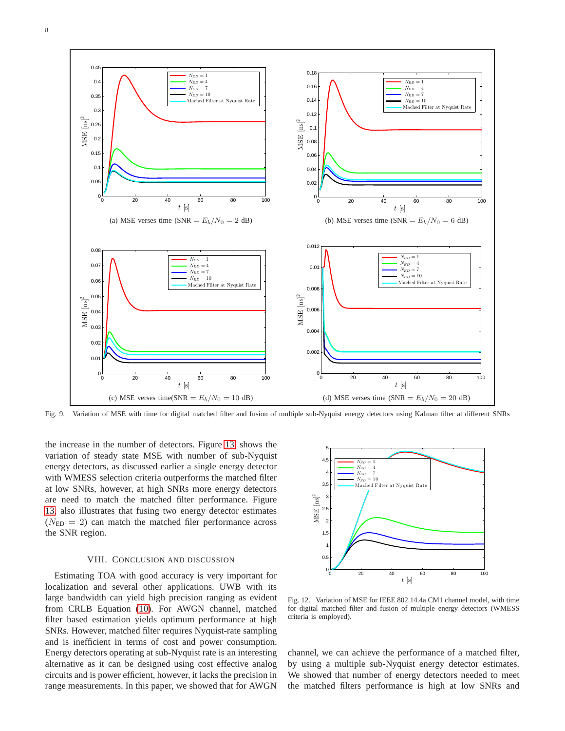Fig. 9. Variation of MSE with time for digital matched filter and fusion of multiple sub-Nyquist energy detectors using Kalman filter at different SNRs

(a) MSE verses time (SNR $= E_b/N_0 = 2$ dB)

(b) MSE verses time (SNR $= E_b/N_0 = 6$ dB)

(c) MSE verses time(SNR $= E_b/N_0 = 10$ dB)

(d) MSE verses time (SNR $= E_b/N_0 = 20$ dB)

the increase in the number of detectors. Figure 13 shows the variation of steady state MSE with number of sub-Nyquist energy detectors, as discussed earlier a single energy detector with WMESS selection criteria outperforms the matched filter at low SNRs, however, at high SNRs more energy detectors are need to match the matched filter performance. Figure 13 also illustrates that fusing two energy detector estimates ($N_{\text{ED}} = 2$) can match the matched filer performance across the SNR region.

## VIII. Conclusion and Discussion

Estimating TOA with good accuracy is very important for localization and several other applications. UWB with its large bandwidth can yield high precision ranging as evident from CRLB Equation (10). For AWGN channel, matched filter based estimation yields optimum performance at high SNRs. However, matched filter requires Nyquist-rate sampling and is inefficient in terms of cost and power consumption. Energy detectors operating at sub-Nyquist rate is an interesting alternative as it can be designed using cost effective analog circuits and is power efficient, however, it lacks the precision in range measurements. In this paper, we showed that for AWGN channel, we can achieve the performance of a matched filter, by using a multiple sub-Nyquist energy detector estimates. We showed that number of energy detectors needed to meet the matched filters performance is high at low SNRs and

Fig. 12. Variation of MSE for IEEE 802.14.4a CM1 channel model, with time for digital matched filter and fusion of multiple energy detectors (WMESS criteria is employed).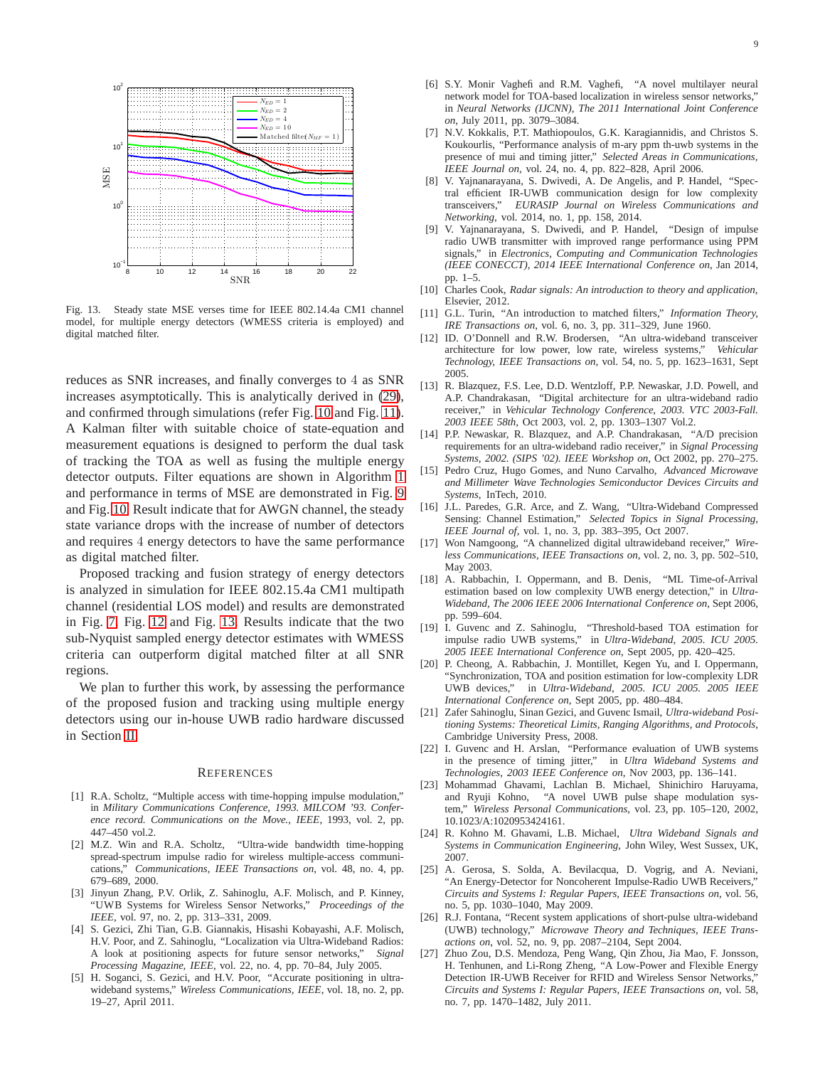Fig. 13. Steady state MSE verses time for IEEE 802.14.4a CM1 channel model, for multiple energy detectors (WMESS criteria is employed) and digital matched filter.

reduces as SNR increases, and finally converges to 4 as SNR increases asymptotically. This is analytically derived in (29), and confirmed through simulations (refer Fig. 10 and Fig. 11). A Kalman filter with suitable choice of state-equation and measurement equations is designed to perform the dual task of tracking the TOA as well as fusing the multiple energy detector outputs. Filter equations are shown in Algorithm 1 and performance in terms of MSE are demonstrated in Fig. 9 and Fig. 10. Result indicate that for AWGN channel, the steady state variance drops with the increase of number of detectors and requires 4 energy detectors to have the same performance as digital matched filter.

Proposed tracking and fusion strategy of energy detectors is analyzed in simulation for IEEE 802.15.4a CM1 multipath channel (residential LOS model) and results are demonstrated in Fig. 7, Fig. 12 and Fig. 13. Results indicate that the two sub-Nyquist sampled energy detector estimates with WMESS criteria can outperform digital matched filter at all SNR regions.

We plan to further this work, by assessing the performance of the proposed fusion and tracking using multiple energy detectors using our in-house UWB radio hardware discussed in Section II.

## References

[1] R.A. Scholtz, "Multiple access with time-hopping impulse modulation," in *Military Communications Conference, 1993. MILCOM '93. Conference record. Communications on the Move., IEEE*, 1993, vol. 2, pp. 447–450 vol.2.

[2] M.Z. Win and R.A. Scholtz, "Ultra-wide bandwidth time-hopping spread-spectrum impulse radio for wireless multiple-access communications," *Communications, IEEE Transactions on*, vol. 48, no. 4, pp. 679–689, 2000.

[3] Jinyun Zhang, P.V. Orlik, Z. Sahinoglu, A.F. Molisch, and P. Kinney, "UWB Systems for Wireless Sensor Networks," *Proceedings of the IEEE*, vol. 97, no. 2, pp. 313–331, 2009.

[4] S. Gezici, Zhi Tian, G.B. Giannakis, Hisashi Kobayashi, A.F. Molisch, H.V. Poor, and Z. Sahinoglu, "Localization via Ultra-Wideband Radios: A look at positioning aspects for future sensor networks," *Signal Processing Magazine, IEEE*, vol. 22, no. 4, pp. 70–84, July 2005.

[5] H. Soganci, S. Gezici, and H.V. Poor, "Accurate positioning in ultra-wideband systems," *Wireless Communications, IEEE*, vol. 18, no. 2, pp. 19–27, April 2011.

[6] S.Y. Monir Vaghefi and R.M. Vaghefi, "A novel multilayer neural network model for TOA-based localization in wireless sensor networks," in *Neural Networks (IJCNN), The 2011 International Joint Conference on*, July 2011, pp. 3079–3084.

[7] N.V. Kokkalis, P.T. Mathiopoulos, G.K. Karagiannidis, and Christos S. Koukourlis, "Performance analysis of m-ary ppm th-uwb systems in the presence of mui and timing jitter," *Selected Areas in Communications, IEEE Journal on*, vol. 24, no. 4, pp. 822–828, April 2006.

[8] V. Yajnanarayana, S. Dwivedi, A. De Angelis, and P. Handel, "Spectral efficient IR-UWB communication design for low complexity transceivers," *EURASIP Journal on Wireless Communications and Networking*, vol. 2014, no. 1, pp. 158, 2014.

[9] V. Yajnanarayana, S. Dwivedi, and P. Handel, "Design of impulse radio UWB transmitter with improved range performance using PPM signals," in *Electronics, Computing and Communication Technologies (IEEE CONECCT), 2014 IEEE International Conference on*, Jan 2014, pp. 1–5.

[10] Charles Cook, *Radar signals: An introduction to theory and application*, Elsevier, 2012.

[11] G.L. Turin, "An introduction to matched filters," *Information Theory, IRE Transactions on*, vol. 6, no. 3, pp. 311–329, June 1960.

[12] ID. O'Donnell and R.W. Brodersen, "An ultra-wideband transceiver architecture for low power, low rate, wireless systems," *Vehicular Technology, IEEE Transactions on*, vol. 54, no. 5, pp. 1623–1631, Sept 2005.

[13] R. Blazquez, F.S. Lee, D.D. Wentzloff, P.P. Newaskar, J.D. Powell, and A.P. Chandrakasan, "Digital architecture for an ultra-wideband radio receiver," in *Vehicular Technology Conference, 2003. VTC 2003-Fall. 2003 IEEE 58th*, Oct 2003, vol. 2, pp. 1303–1307 Vol.2.

[14] P.P. Newaskar, R. Blazquez, and A.P. Chandrakasan, "A/D precision requirements for an ultra-wideband radio receiver," in *Signal Processing Systems, 2002. (SIPS '02). IEEE Workshop on*, Oct 2002, pp. 270–275.

[15] Pedro Cruz, Hugo Gomes, and Nuno Carvalho, *Advanced Microwave and Millimeter Wave Technologies Semiconductor Devices Circuits and Systems*, InTech, 2010.

[16] J.L. Paredes, G.R. Arce, and Z. Wang, "Ultra-Wideband Compressed Sensing: Channel Estimation," *Selected Topics in Signal Processing, IEEE Journal of*, vol. 1, no. 3, pp. 383–395, Oct 2007.

[17] Won Namgoong, "A channelized digital ultrawideband receiver," *Wireless Communications, IEEE Transactions on*, vol. 2, no. 3, pp. 502–510, May 2003.

[18] A. Rabbachin, I. Oppermann, and B. Denis, "ML Time-of-Arrival estimation based on low complexity UWB energy detection," in *Ultra-Wideband, The 2006 IEEE 2006 International Conference on*, Sept 2006, pp. 599–604.

[19] I. Guvenc and Z. Sahinoglu, "Threshold-based TOA estimation for impulse radio UWB systems," in *Ultra-Wideband, 2005. ICU 2005. 2005 IEEE International Conference on*, Sept 2005, pp. 420–425.

[20] P. Cheong, A. Rabbachin, J. Montillet, Kegen Yu, and I. Oppermann, "Synchronization, TOA and position estimation for low-complexity LDR UWB devices," in *Ultra-Wideband, 2005. ICU 2005. 2005 IEEE International Conference on*, Sept 2005, pp. 480–484.

[21] Zafer Sahinoglu, Sinan Gezici, and Guvenc Ismail, *Ultra-wideband Positioning Systems: Theoretical Limits, Ranging Algorithms, and Protocols*, Cambridge University Press, 2008.

[22] I. Guvenc and H. Arslan, "Performance evaluation of UWB systems in the presence of timing jitter," in *Ultra Wideband Systems and Technologies, 2003 IEEE Conference on*, Nov 2003, pp. 136–141.

[23] Mohammad Ghavami, Lachlan B. Michael, Shinichiro Haruyama, and Ryuji Kohno, "A novel UWB pulse shape modulation system," *Wireless Personal Communications*, vol. 23, pp. 105–120, 2002, 10.1023/A:1020953424161.

[24] R. Kohno M. Ghavami, L.B. Michael, *Ultra Wideband Signals and Systems in Communication Engineering*, John Wiley, West Sussex, UK, 2007.

[25] A. Gerosa, S. Solda, A. Bevilacqua, D. Vogrig, and A. Neviani, "An Energy-Detector for Noncoherent Impulse-Radio UWB Receivers," *Circuits and Systems I: Regular Papers, IEEE Transactions on*, vol. 56, no. 5, pp. 1030–1040, May 2009.

[26] R.J. Fontana, "Recent system applications of short-pulse ultra-wideband (UWB) technology," *Microwave Theory and Techniques, IEEE Transactions on*, vol. 52, no. 9, pp. 2087–2104, Sept 2004.

[27] Zhuo Zou, D.S. Mendoza, Peng Wang, Qin Zhou, Jia Mao, F. Jonsson, H. Tenhunen, and Li-Rong Zheng, "A Low-Power and Flexible Energy Detection IR-UWB Receiver for RFID and Wireless Sensor Networks," *Circuits and Systems I: Regular Papers, IEEE Transactions on*, vol. 58, no. 7, pp. 1470–1482, July 2011.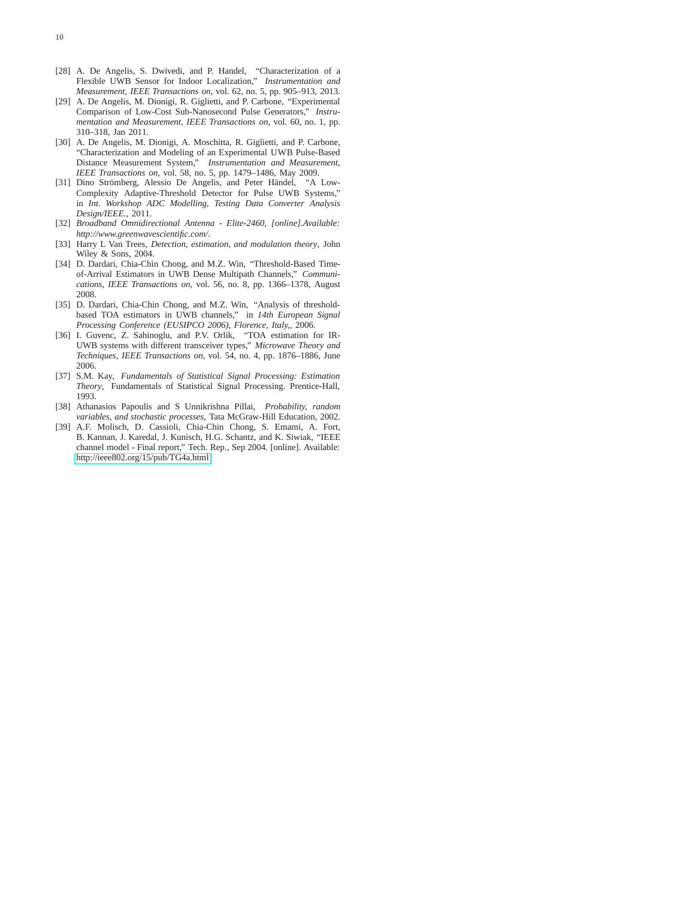[28] A. De Angelis, S. Dwivedi, and P. Handel, "Characterization of a Flexible UWB Sensor for Indoor Localization," *Instrumentation and Measurement, IEEE Transactions on*, vol. 62, no. 5, pp. 905–913, 2013.

[29] A. De Angelis, M. Dionigi, R. Giglietti, and P. Carbone, "Experimental Comparison of Low-Cost Sub-Nanosecond Pulse Generators," *Instrumentation and Measurement, IEEE Transactions on*, vol. 60, no. 1, pp. 310–318, Jan 2011.

[30] A. De Angelis, M. Dionigi, A. Moschitta, R. Giglietti, and P. Carbone, "Characterization and Modeling of an Experimental UWB Pulse-Based Distance Measurement System," *Instrumentation and Measurement, IEEE Transactions on*, vol. 58, no. 5, pp. 1479–1486, May 2009.

[31] Dino Strömberg, Alessio De Angelis, and Peter Händel, "A Low-Complexity Adaptive-Threshold Detector for Pulse UWB Systems," in *Int. Workshop ADC Modelling, Testing Data Converter Analysis Design/IEEE.*, 2011.

[32] *Broadband Omnidirectional Antenna - Elite-2460, [online].Available: http://www.greenwavescientific.com/.*

[33] Harry L Van Trees, *Detection, estimation, and modulation theory*, John Wiley & Sons, 2004.

[34] D. Dardari, Chia-Chin Chong, and M.Z. Win, "Threshold-Based Time-of-Arrival Estimators in UWB Dense Multipath Channels," *Communications, IEEE Transactions on*, vol. 56, no. 8, pp. 1366–1378, August 2008.

[35] D. Dardari, Chia-Chin Chong, and M.Z. Win, "Analysis of threshold-based TOA estimators in UWB channels," in *14th European Signal Processing Conference (EUSIPCO 2006), Florence, Italy,*, 2006.

[36] I. Guvenc, Z. Sahinoglu, and P.V. Orlik, "TOA estimation for IR-UWB systems with different transceiver types," *Microwave Theory and Techniques, IEEE Transactions on*, vol. 54, no. 4, pp. 1876–1886, June 2006.

[37] S.M. Kay, *Fundamentals of Statistical Signal Processing: Estimation Theory*, Fundamentals of Statistical Signal Processing. Prentice-Hall, 1993.

[38] Athanasios Papoulis and S Unnikrishna Pillai, *Probability, random variables, and stochastic processes*, Tata McGraw-Hill Education, 2002.

[39] A.F. Molisch, D. Cassioli, Chia-Chin Chong, S. Emami, A. Fort, B. Kannan, J. Karedal, J. Kunisch, H.G. Schantz, and K. Siwiak, "IEEE channel model - Final report," Tech. Rep., Sep 2004. [online]. Available: http://ieee802.org/15/pub/TG4a.html.